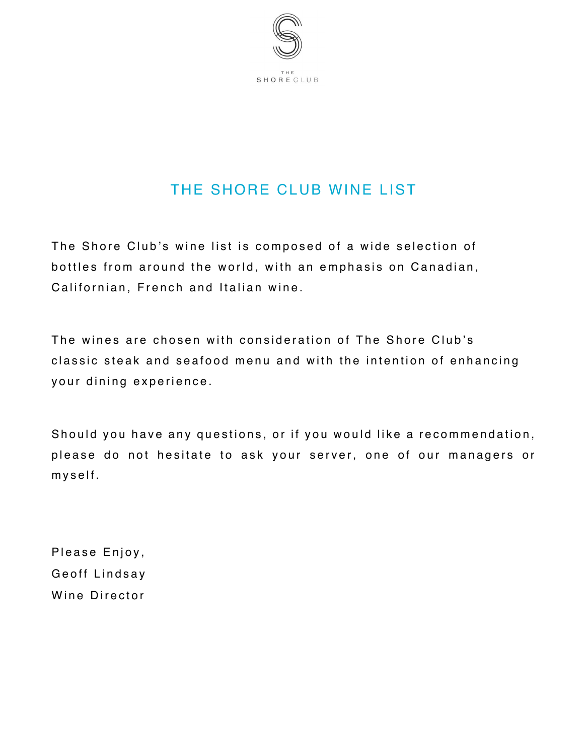THE SHORE CLUB

# THE SHORE CLUB WINE LIST

The Shore Club's wine list is composed of a wide selection of bottles from around the world, with an emphasis on Canadian, Californian, French and Italian wine.

The wines are chosen with consideration of The Shore Club's classic steak and seafood menu and with the intention of enhancing your dining experience.

Should you have any questions, or if you would like a recommendation, please do not hesitate to ask your server, one of our managers or myself.

Please Enjoy,
Geoff Lindsay
Wine Director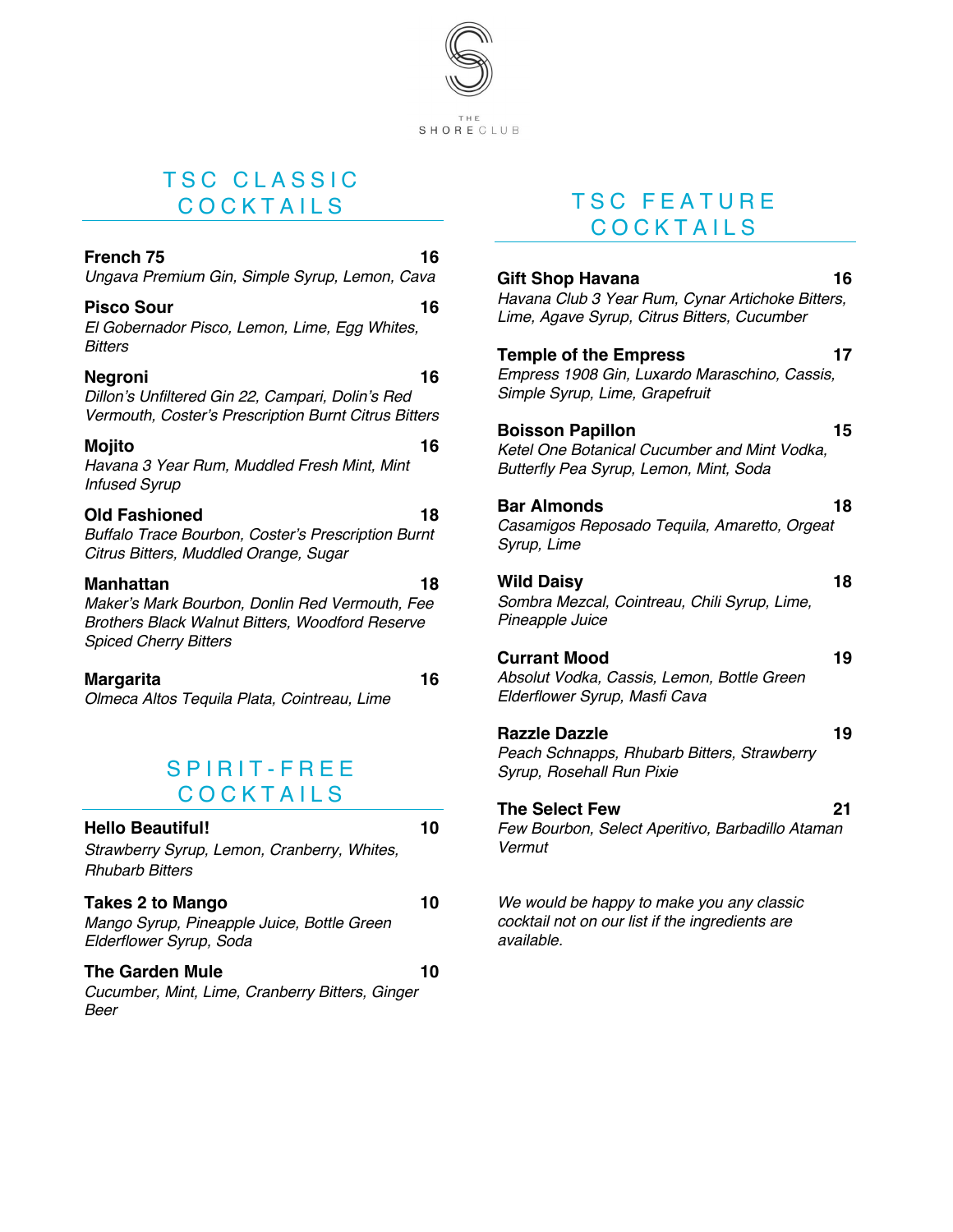THE SHORE CLUB

## TSC CLASSIC COCKTAILS

**French 75** 16
*Ungava Premium Gin, Simple Syrup, Lemon, Cava*

**Pisco Sour** 16
*El Gobernador Pisco, Lemon, Lime, Egg Whites, Bitters*

**Negroni** 16
*Dillon's Unfiltered Gin 22, Campari, Dolin's Red Vermouth, Coster's Prescription Burnt Citrus Bitters*

**Mojito** 16
*Havana 3 Year Rum, Muddled Fresh Mint, Mint Infused Syrup*

**Old Fashioned** 18
*Buffalo Trace Bourbon, Coster's Prescription Burnt Citrus Bitters, Muddled Orange, Sugar*

**Manhattan** 18
*Maker's Mark Bourbon, Donlin Red Vermouth, Fee Brothers Black Walnut Bitters, Woodford Reserve Spiced Cherry Bitters*

**Margarita** 16
*Olmeca Altos Tequila Plata, Cointreau, Lime*

## SPIRIT-FREE COCKTAILS

**Hello Beautiful!** 10
*Strawberry Syrup, Lemon, Cranberry, Whites, Rhubarb Bitters*

**Takes 2 to Mango** 10
*Mango Syrup, Pineapple Juice, Bottle Green Elderflower Syrup, Soda*

**The Garden Mule** 10
*Cucumber, Mint, Lime, Cranberry Bitters, Ginger Beer*

## TSC FEATURE COCKTAILS

**Gift Shop Havana** 16
*Havana Club 3 Year Rum, Cynar Artichoke Bitters, Lime, Agave Syrup, Citrus Bitters, Cucumber*

**Temple of the Empress** 17
*Empress 1908 Gin, Luxardo Maraschino, Cassis, Simple Syrup, Lime, Grapefruit*

**Boisson Papillon** 15
*Ketel One Botanical Cucumber and Mint Vodka, Butterfly Pea Syrup, Lemon, Mint, Soda*

**Bar Almonds** 18
*Casamigos Reposado Tequila, Amaretto, Orgeat Syrup, Lime*

**Wild Daisy** 18
*Sombra Mezcal, Cointreau, Chili Syrup, Lime, Pineapple Juice*

**Currant Mood** 19
*Absolut Vodka, Cassis, Lemon, Bottle Green Elderflower Syrup, Masfi Cava*

**Razzle Dazzle** 19
*Peach Schnapps, Rhubarb Bitters, Strawberry Syrup, Rosehall Run Pixie*

**The Select Few** 21
*Few Bourbon, Select Aperitivo, Barbadillo Ataman Vermut*

*We would be happy to make you any classic cocktail not on our list if the ingredients are available.*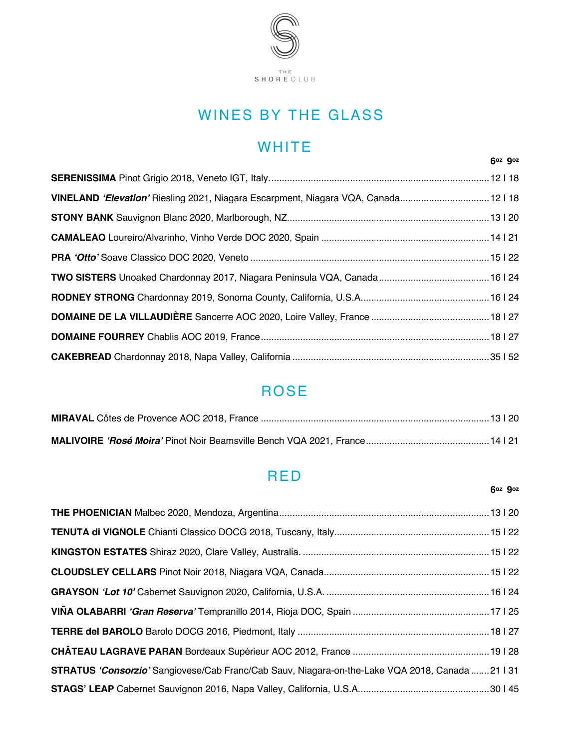THE SHORE CLUB

# WINES BY THE GLASS

## WHITE

| | 6oz | 9oz |
|---|---|---|
| **SERENISSIMA** Pinot Grigio 2018, Veneto IGT, Italy. | 12 | 18 |
| **VINELAND** ***'Elevation'*** Riesling 2021, Niagara Escarpment, Niagara VQA, Canada | 12 | 18 |
| **STONY BANK** Sauvignon Blanc 2020, Marlborough, NZ | 13 | 20 |
| **CAMALEAO** Loureiro/Alvarinho, Vinho Verde DOC 2020, Spain | 14 | 21 |
| **PRA** ***'Otto'*** Soave Classico DOC 2020, Veneto | 15 | 22 |
| **TWO SISTERS** Unoaked Chardonnay 2017, Niagara Peninsula VQA, Canada | 16 | 24 |
| **RODNEY STRONG** Chardonnay 2019, Sonoma County, California, U.S.A. | 16 | 24 |
| **DOMAINE DE LA VILLAUDIÈRE** Sancerre AOC 2020, Loire Valley, France | 18 | 27 |
| **DOMAINE FOURREY** Chablis AOC 2019, France | 18 | 27 |
| **CAKEBREAD** Chardonnay 2018, Napa Valley, California | 35 | 52 |

## ROSE

| | 6oz | 9oz |
|---|---|---|
| **MIRAVAL** Côtes de Provence AOC 2018, France | 13 | 20 |
| **MALIVOIRE** ***'Rosé Moira'*** Pinot Noir Beamsville Bench VQA 2021, France | 14 | 21 |

## RED

| | 6oz | 9oz |
|---|---|---|
| **THE PHOENICIAN** Malbec 2020, Mendoza, Argentina | 13 | 20 |
| **TENUTA di VIGNOLE** Chianti Classico DOCG 2018, Tuscany, Italy | 15 | 22 |
| **KINGSTON ESTATES** Shiraz 2020, Clare Valley, Australia. | 15 | 22 |
| **CLOUDSLEY CELLARS** Pinot Noir 2018, Niagara VQA, Canada | 15 | 22 |
| **GRAYSON** ***'Lot 10'*** Cabernet Sauvignon 2020, California, U.S.A. | 16 | 24 |
| **VIÑA OLABARRI** ***'Gran Reserva'*** Tempranillo 2014, Rioja DOC, Spain | 17 | 25 |
| **TERRE del BAROLO** Barolo DOCG 2016, Piedmont, Italy | 18 | 27 |
| **CHÂTEAU LAGRAVE PARAN** Bordeaux Supérieur AOC 2012, France | 19 | 28 |
| **STRATUS** ***'Consorzio'*** Sangiovese/Cab Franc/Cab Sauv, Niagara-on-the-Lake VQA 2018, Canada | 21 | 31 |
| **STAGS' LEAP** Cabernet Sauvignon 2016, Napa Valley, California, U.S.A. | 30 | 45 |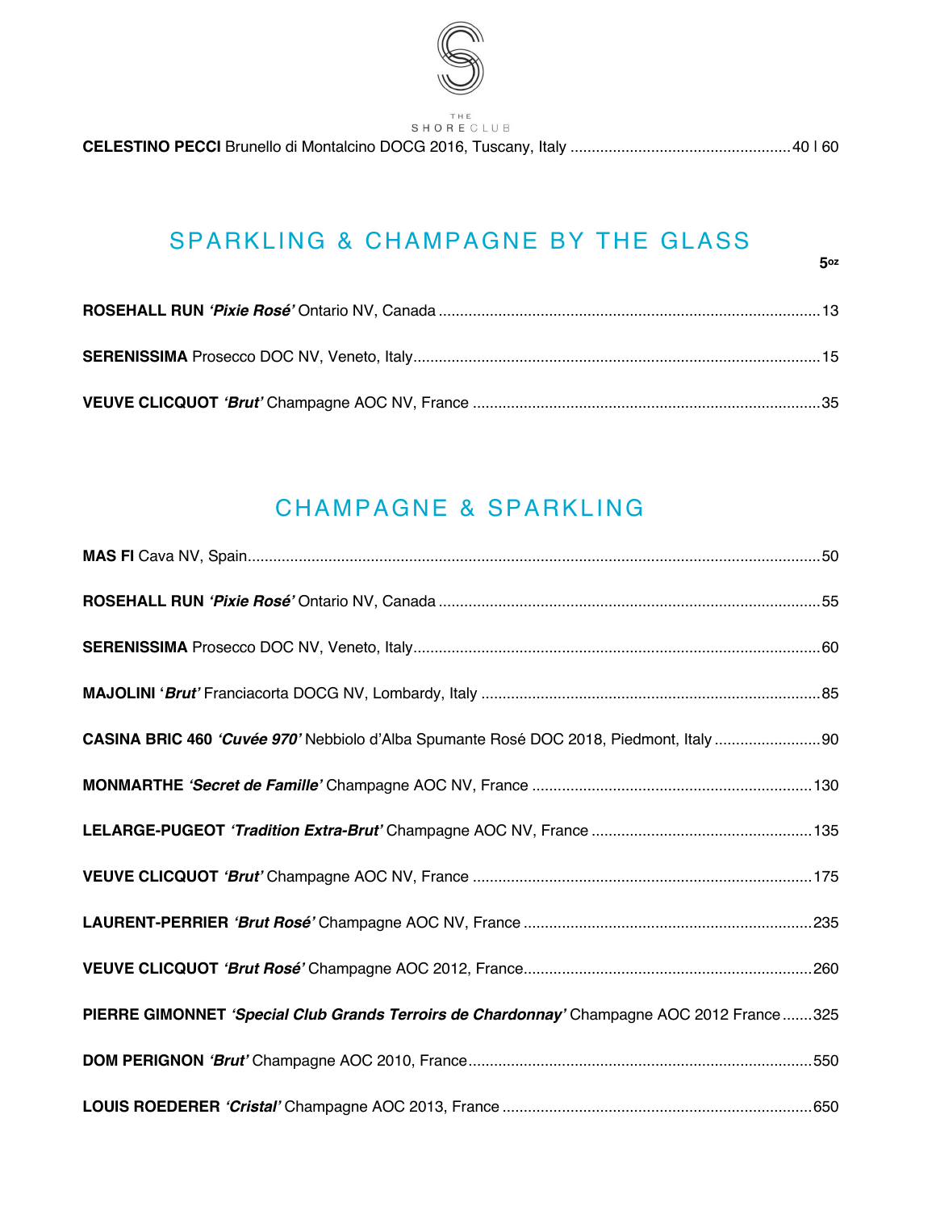**CELESTINO PECCI** Brunello di Montalcino DOCG 2016, Tuscany, Italy ...................................................40 I 60

## SPARKLING & CHAMPAGNE BY THE GLASS

**5oz**

**ROSEHALL RUN** ***'Pixie Rosé'*** Ontario NV, Canada ........................................................................................13

**SERENISSIMA** Prosecco DOC NV, Veneto, Italy..............................................................................................15

**VEUVE CLICQUOT** ***'Brut'*** Champagne AOC NV, France .................................................................................35

## CHAMPAGNE & SPARKLING

**MAS FI** Cava NV, Spain.....................................................................................................................................50

**ROSEHALL RUN** ***'Pixie Rosé'*** Ontario NV, Canada ........................................................................................55

**SERENISSIMA** Prosecco DOC NV, Veneto, Italy..............................................................................................60

**MAJOLINI** ***'Brut'*** Franciacorta DOCG NV, Lombardy, Italy ..............................................................................85

**CASINA BRIC 460** ***'Cuvée 970'*** Nebbiolo d'Alba Spumante Rosé DOC 2018, Piedmont, Italy ........................90

**MONMARTHE** ***'Secret de Famille'*** Champagne AOC NV, France .................................................................130

**LELARGE-PUGEOT** ***'Tradition Extra-Brut'*** Champagne AOC NV, France ...................................................135

**VEUVE CLICQUOT** ***'Brut'*** Champagne AOC NV, France ...............................................................................175

**LAURENT-PERRIER** ***'Brut Rosé'*** Champagne AOC NV, France ...................................................................235

**VEUVE CLICQUOT** ***'Brut Rosé'*** Champagne AOC 2012, France...................................................................260

**PIERRE GIMONNET** ***'Special Club Grands Terroirs de Chardonnay'*** Champagne AOC 2012 France .......325

**DOM PERIGNON** ***'Brut'*** Champagne AOC 2010, France...............................................................................550

**LOUIS ROEDERER** ***'Cristal'*** Champagne AOC 2013, France ........................................................................650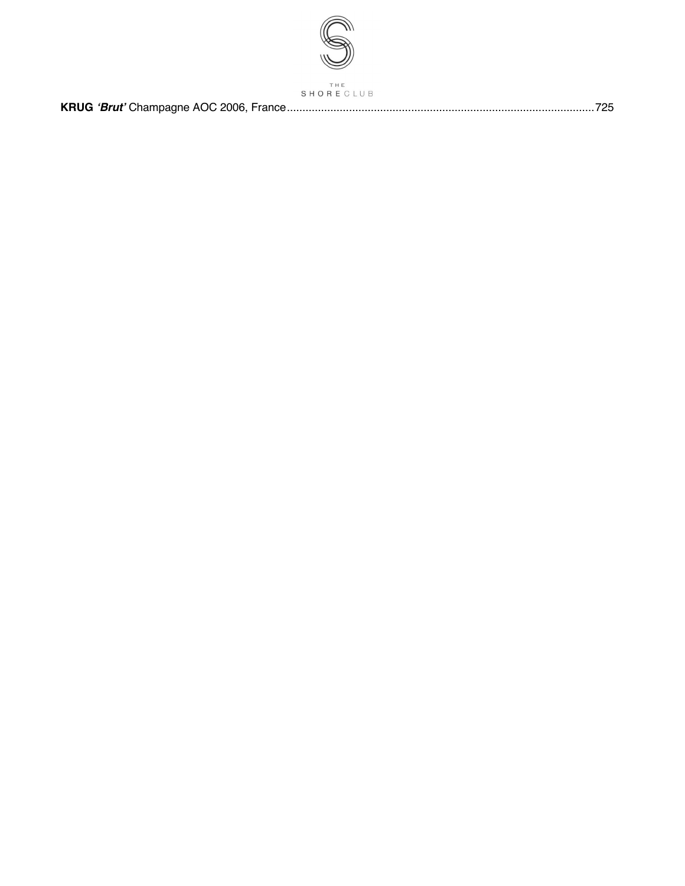**KRUG** ***'Brut'*** Champagne AOC 2006, France....................................................................................................725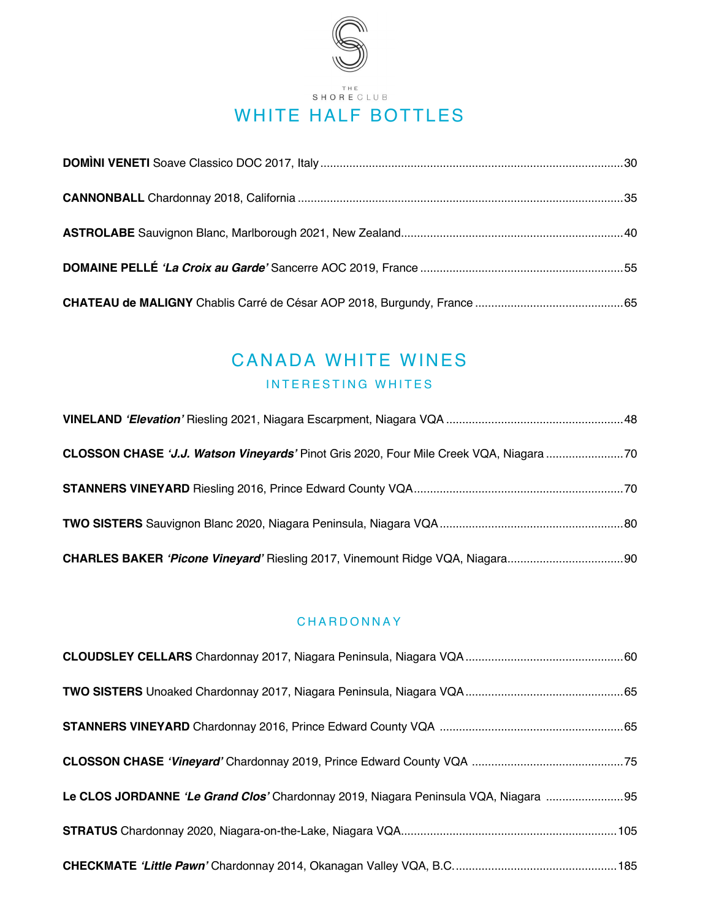THE SHORE CLUB

# WHITE HALF BOTTLES

**DOMÌNI VENETI** Soave Classico DOC 2017, Italy ........ 30

**CANNONBALL** Chardonnay 2018, California ........ 35

**ASTROLABE** Sauvignon Blanc, Marlborough 2021, New Zealand ........ 40

**DOMAINE PELLÉ** ***'La Croix au Garde'*** Sancerre AOC 2019, France ........ 55

**CHATEAU de MALIGNY** Chablis Carré de César AOP 2018, Burgundy, France ........ 65

# CANADA WHITE WINES

## INTERESTING WHITES

**VINELAND** ***'Elevation'*** Riesling 2021, Niagara Escarpment, Niagara VQA ........ 48

**CLOSSON CHASE** ***'J.J. Watson Vineyards'*** Pinot Gris 2020, Four Mile Creek VQA, Niagara ........ 70

**STANNERS VINEYARD** Riesling 2016, Prince Edward County VQA ........ 70

**TWO SISTERS** Sauvignon Blanc 2020, Niagara Peninsula, Niagara VQA ........ 80

**CHARLES BAKER** ***'Picone Vineyard'*** Riesling 2017, Vinemount Ridge VQA, Niagara ........ 90

## CHARDONNAY

**CLOUDSLEY CELLARS** Chardonnay 2017, Niagara Peninsula, Niagara VQA ........ 60

**TWO SISTERS** Unoaked Chardonnay 2017, Niagara Peninsula, Niagara VQA ........ 65

**STANNERS VINEYARD** Chardonnay 2016, Prince Edward County VQA ........ 65

**CLOSSON CHASE** ***'Vineyard'*** Chardonnay 2019, Prince Edward County VQA ........ 75

**Le CLOS JORDANNE** ***'Le Grand Clos'*** Chardonnay 2019, Niagara Peninsula VQA, Niagara ........ 95

**STRATUS** Chardonnay 2020, Niagara-on-the-Lake, Niagara VQA ........ 105

**CHECKMATE** ***'Little Pawn'*** Chardonnay 2014, Okanagan Valley VQA, B.C. ........ 185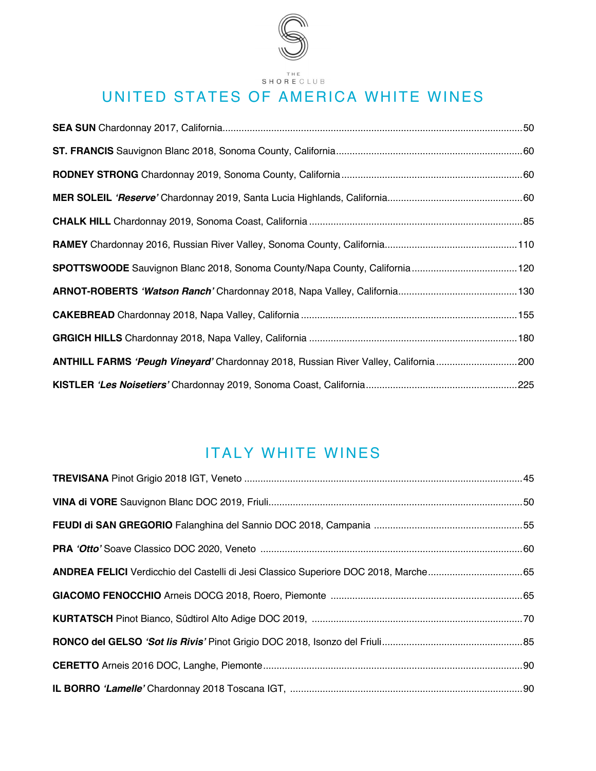THE SHORE CLUB

# UNITED STATES OF AMERICA WHITE WINES

**SEA SUN** Chardonnay 2017, California..........50

**ST. FRANCIS** Sauvignon Blanc 2018, Sonoma County, California..........60

**RODNEY STRONG** Chardonnay 2019, Sonoma County, California..........60

**MER SOLEIL** ***'Reserve'*** Chardonnay 2019, Santa Lucia Highlands, California..........60

**CHALK HILL** Chardonnay 2019, Sonoma Coast, California..........85

**RAMEY** Chardonnay 2016, Russian River Valley, Sonoma County, California..........110

**SPOTTSWOODE** Sauvignon Blanc 2018, Sonoma County/Napa County, California..........120

**ARNOT-ROBERTS** ***'Watson Ranch'*** Chardonnay 2018, Napa Valley, California..........130

**CAKEBREAD** Chardonnay 2018, Napa Valley, California..........155

**GRGICH HILLS** Chardonnay 2018, Napa Valley, California..........180

**ANTHILL FARMS** ***'Peugh Vineyard'*** Chardonnay 2018, Russian River Valley, California..........200

**KISTLER** ***'Les Noisetiers'*** Chardonnay 2019, Sonoma Coast, California..........225

# ITALY WHITE WINES

**TREVISANA** Pinot Grigio 2018 IGT, Veneto..........45

**VINA di VORE** Sauvignon Blanc DOC 2019, Friuli..........50

**FEUDI di SAN GREGORIO** Falanghina del Sannio DOC 2018, Campania..........55

**PRA** ***'Otto'*** Soave Classico DOC 2020, Veneto..........60

**ANDREA FELICI** Verdicchio del Castelli di Jesi Classico Superiore DOC 2018, Marche..........65

**GIACOMO FENOCCHIO** Arneis DOCG 2018, Roero, Piemonte..........65

**KURTATSCH** Pinot Bianco, Sûdtirol Alto Adige DOC 2019,..........70

**RONCO del GELSO** ***'Sot lis Rivis'*** Pinot Grigio DOC 2018, Isonzo del Friuli..........85

**CERETTO** Arneis 2016 DOC, Langhe, Piemonte..........90

**IL BORRO** ***'Lamelle'*** Chardonnay 2018 Toscana IGT,..........90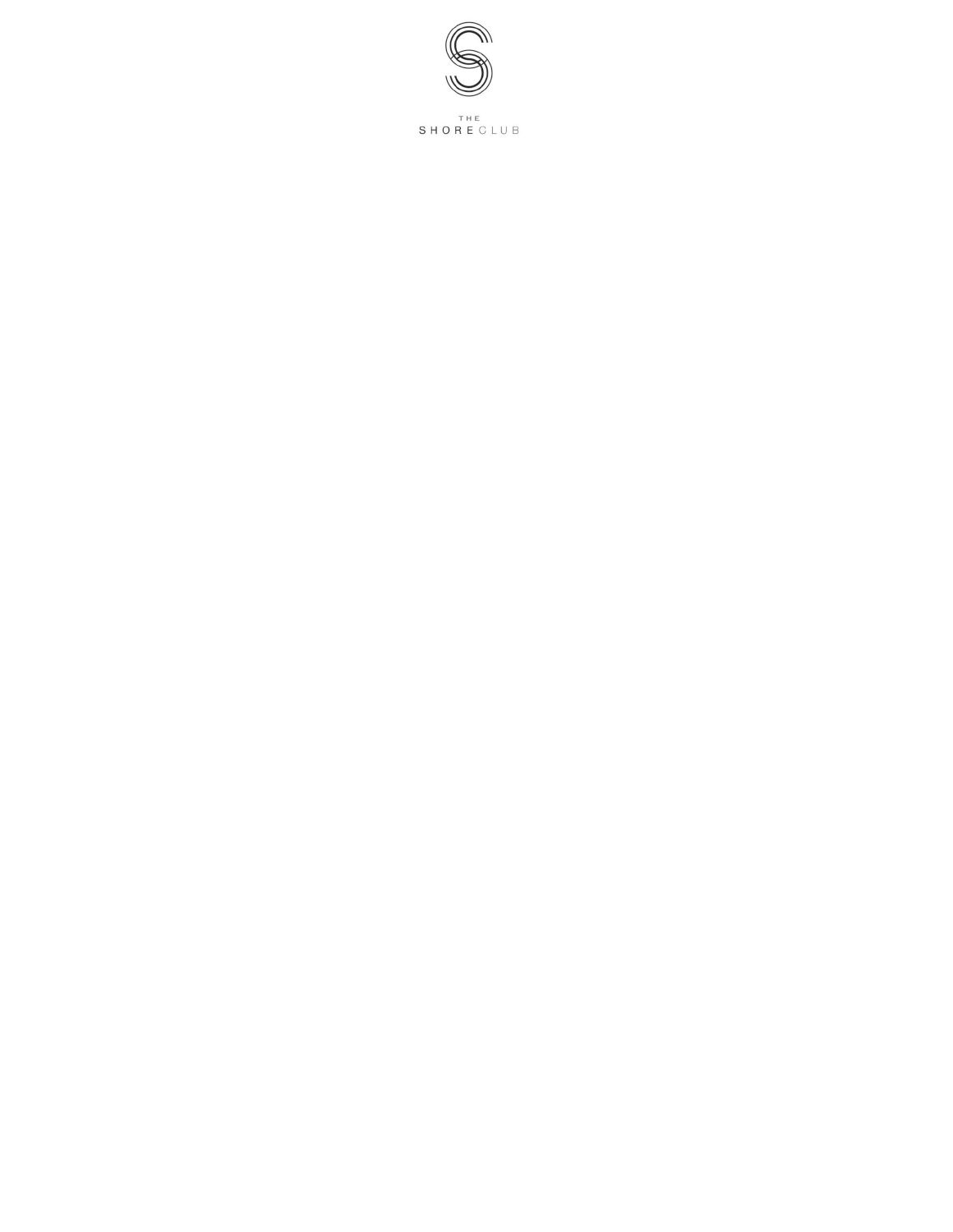THE

SHORE CLUB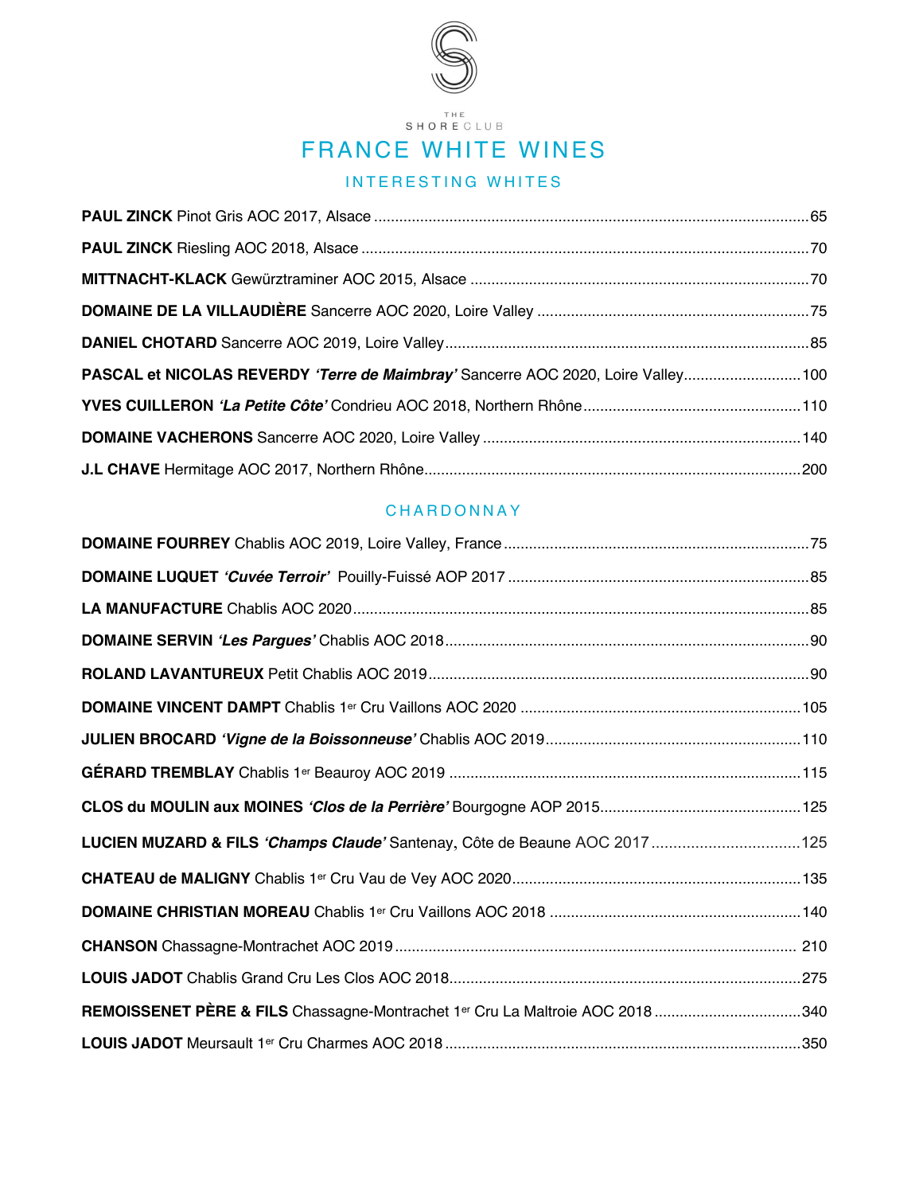THE SHORE CLUB

# FRANCE WHITE WINES

## INTERESTING WHITES

**PAUL ZINCK** Pinot Gris AOC 2017, Alsace ........ 65

**PAUL ZINCK** Riesling AOC 2018, Alsace ........ 70

**MITTNACHT-KLACK** Gewürztraminer AOC 2015, Alsace ........ 70

**DOMAINE DE LA VILLAUDIÈRE** Sancerre AOC 2020, Loire Valley ........ 75

**DANIEL CHOTARD** Sancerre AOC 2019, Loire Valley ........ 85

**PASCAL et NICOLAS REVERDY** ***'Terre de Maimbray'*** Sancerre AOC 2020, Loire Valley ........ 100

**YVES CUILLERON** ***'La Petite Côte'*** Condrieu AOC 2018, Northern Rhône ........ 110

**DOMAINE VACHERONS** Sancerre AOC 2020, Loire Valley ........ 140

**J.L CHAVE** Hermitage AOC 2017, Northern Rhône ........ 200

## CHARDONNAY

**DOMAINE FOURREY** Chablis AOC 2019, Loire Valley, France ........ 75

**DOMAINE LUQUET** ***'Cuvée Terroir'*** Pouilly-Fuissé AOP 2017 ........ 85

**LA MANUFACTURE** Chablis AOC 2020 ........ 85

**DOMAINE SERVIN** ***'Les Pargues'*** Chablis AOC 2018 ........ 90

**ROLAND LAVANTUREUX** Petit Chablis AOC 2019 ........ 90

**DOMAINE VINCENT DAMPT** Chablis 1er Cru Vaillons AOC 2020 ........ 105

**JULIEN BROCARD** ***'Vigne de la Boissonneuse'*** Chablis AOC 2019 ........ 110

**GÉRARD TREMBLAY** Chablis 1er Beauroy AOC 2019 ........ 115

**CLOS du MOULIN aux MOINES** ***'Clos de la Perrière'*** Bourgogne AOP 2015 ........ 125

**LUCIEN MUZARD & FILS** ***'Champs Claude'*** Santenay, Côte de Beaune AOC 2017 ........ 125

**CHATEAU de MALIGNY** Chablis 1er Cru Vau de Vey AOC 2020 ........ 135

**DOMAINE CHRISTIAN MOREAU** Chablis 1er Cru Vaillons AOC 2018 ........ 140

**CHANSON** Chassagne-Montrachet AOC 2019 ........ 210

**LOUIS JADOT** Chablis Grand Cru Les Clos AOC 2018 ........ 275

**REMOISSENET PÈRE & FILS** Chassagne-Montrachet 1er Cru La Maltroie AOC 2018 ........ 340

**LOUIS JADOT** Meursault 1er Cru Charmes AOC 2018 ........ 350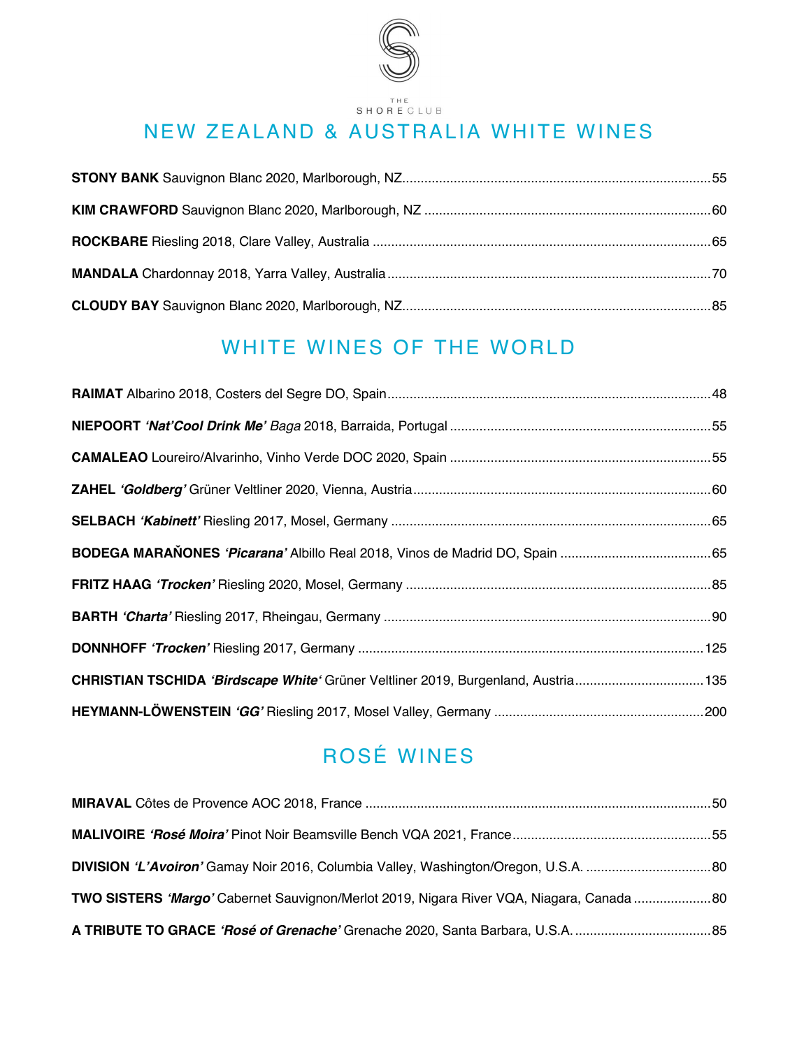THE SHORECLUB

# NEW ZEALAND & AUSTRALIA WHITE WINES

**STONY BANK** Sauvignon Blanc 2020, Marlborough, NZ....55

**KIM CRAWFORD** Sauvignon Blanc 2020, Marlborough, NZ....60

**ROCKBARE** Riesling 2018, Clare Valley, Australia....65

**MANDALA** Chardonnay 2018, Yarra Valley, Australia....70

**CLOUDY BAY** Sauvignon Blanc 2020, Marlborough, NZ....85

# WHITE WINES OF THE WORLD

**RAIMAT** Albarino 2018, Costers del Segre DO, Spain....48

**NIEPOORT** ***'Nat'Cool Drink Me'*** *Baga* 2018, Barraida, Portugal....55

**CAMALEAO** Loureiro/Alvarinho, Vinho Verde DOC 2020, Spain....55

**ZAHEL** ***'Goldberg'*** Grüner Veltliner 2020, Vienna, Austria....60

**SELBACH** ***'Kabinett'*** Riesling 2017, Mosel, Germany....65

**BODEGA MARAŇONES** ***'Picarana'*** Albillo Real 2018, Vinos de Madrid DO, Spain....65

**FRITZ HAAG** ***'Trocken'*** Riesling 2020, Mosel, Germany....85

**BARTH** ***'Charta'*** Riesling 2017, Rheingau, Germany....90

**DONNHOFF** ***'Trocken'*** Riesling 2017, Germany....125

**CHRISTIAN TSCHIDA** ***'Birdscape White'*** Grüner Veltliner 2019, Burgenland, Austria....135

**HEYMANN-LÖWENSTEIN** ***'GG'*** Riesling 2017, Mosel Valley, Germany....200

# ROSÉ WINES

**MIRAVAL** Côtes de Provence AOC 2018, France....50

**MALIVOIRE** ***'Rosé Moira'*** Pinot Noir Beamsville Bench VQA 2021, France....55

**DIVISION** ***'L'Avoiron'*** Gamay Noir 2016, Columbia Valley, Washington/Oregon, U.S.A.....80

**TWO SISTERS** ***'Margo'*** Cabernet Sauvignon/Merlot 2019, Nigara River VQA, Niagara, Canada....80

**A TRIBUTE TO GRACE** ***'Rosé of Grenache'*** Grenache 2020, Santa Barbara, U.S.A.....85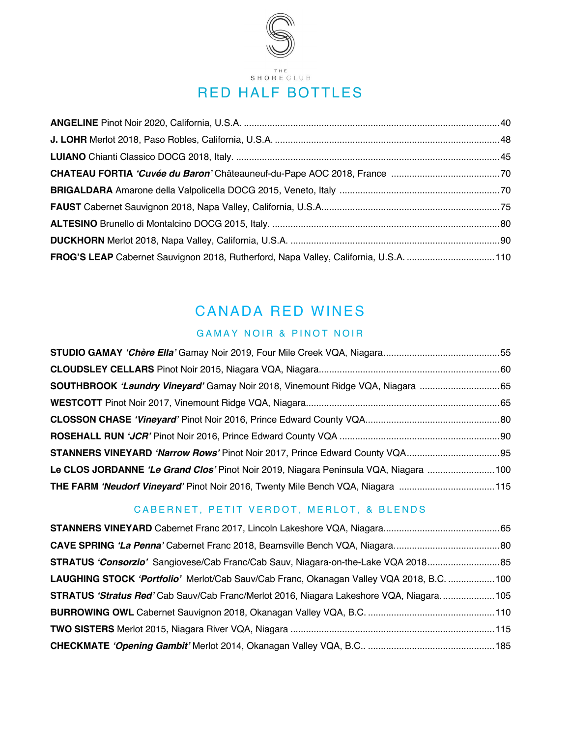THE SHORECLUB

# RED HALF BOTTLES

**ANGELINE** Pinot Noir 2020, California, U.S.A. .......... 40

**J. LOHR** Merlot 2018, Paso Robles, California, U.S.A. .......... 48

**LUIANO** Chianti Classico DOCG 2018, Italy. .......... 45

**CHATEAU FORTIA** ***'Cuvée du Baron'*** Châteauneuf-du-Pape AOC 2018, France .......... 70

**BRIGALDARA** Amarone della Valpolicella DOCG 2015, Veneto, Italy .......... 70

**FAUST** Cabernet Sauvignon 2018, Napa Valley, California, U.S.A. .......... 75

**ALTESINO** Brunello di Montalcino DOCG 2015, Italy. .......... 80

**DUCKHORN** Merlot 2018, Napa Valley, California, U.S.A. .......... 90

**FROG'S LEAP** Cabernet Sauvignon 2018, Rutherford, Napa Valley, California, U.S.A. .......... 110

# CANADA RED WINES

## GAMAY NOIR & PINOT NOIR

**STUDIO GAMAY** ***'Chère Ella'*** Gamay Noir 2019, Four Mile Creek VQA, Niagara .......... 55

**CLOUDSLEY CELLARS** Pinot Noir 2015, Niagara VQA, Niagara .......... 60

**SOUTHBROOK** ***'Laundry Vineyard'*** Gamay Noir 2018, Vinemount Ridge VQA, Niagara .......... 65

**WESTCOTT** Pinot Noir 2017, Vinemount Ridge VQA, Niagara .......... 65

**CLOSSON CHASE** ***'Vineyard'*** Pinot Noir 2016, Prince Edward County VQA .......... 80

**ROSEHALL RUN** ***'JCR'*** Pinot Noir 2016, Prince Edward County VQA .......... 90

**STANNERS VINEYARD** ***'Narrow Rows'*** Pinot Noir 2017, Prince Edward County VQA .......... 95

**Le CLOS JORDANNE** ***'Le Grand Clos'*** Pinot Noir 2019, Niagara Peninsula VQA, Niagara .......... 100

**THE FARM** ***'Neudorf Vineyard'*** Pinot Noir 2016, Twenty Mile Bench VQA, Niagara .......... 115

## CABERNET, PETIT VERDOT, MERLOT, & BLENDS

**STANNERS VINEYARD** Cabernet Franc 2017, Lincoln Lakeshore VQA, Niagara .......... 65

**CAVE SPRING** ***'La Penna'*** Cabernet Franc 2018, Beamsville Bench VQA, Niagara. .......... 80

**STRATUS** ***'Consorzio'*** Sangiovese/Cab Franc/Cab Sauv, Niagara-on-the-Lake VQA 2018 .......... 85

**LAUGHING STOCK** ***'Portfolio'*** Merlot/Cab Sauv/Cab Franc, Okanagan Valley VQA 2018, B.C. .......... 100

**STRATUS** ***'Stratus Red'*** Cab Sauv/Cab Franc/Merlot 2016, Niagara Lakeshore VQA, Niagara. .......... 105

**BURROWING OWL** Cabernet Sauvignon 2018, Okanagan Valley VQA, B.C. .......... 110

**TWO SISTERS** Merlot 2015, Niagara River VQA, Niagara .......... 115

**CHECKMATE** ***'Opening Gambit'*** Merlot 2014, Okanagan Valley VQA, B.C.. .......... 185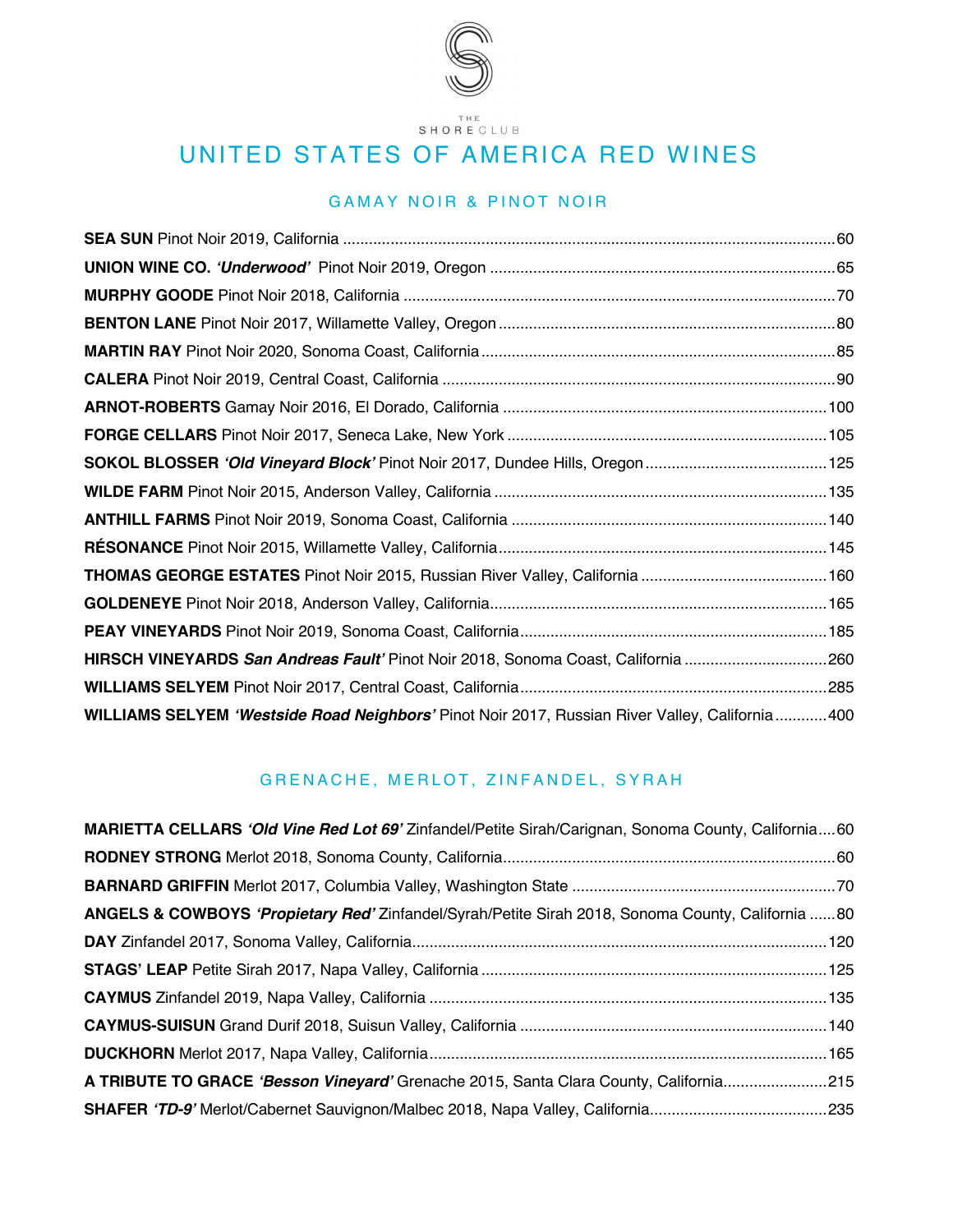THE SHORE CLUB

# UNITED STATES OF AMERICA RED WINES

## GAMAY NOIR & PINOT NOIR

**SEA SUN** Pinot Noir 2019, California ... 60

**UNION WINE CO.** ***'Underwood'*** Pinot Noir 2019, Oregon ... 65

**MURPHY GOODE** Pinot Noir 2018, California ... 70

**BENTON LANE** Pinot Noir 2017, Willamette Valley, Oregon ... 80

**MARTIN RAY** Pinot Noir 2020, Sonoma Coast, California ... 85

**CALERA** Pinot Noir 2019, Central Coast, California ... 90

**ARNOT-ROBERTS** Gamay Noir 2016, El Dorado, California ... 100

**FORGE CELLARS** Pinot Noir 2017, Seneca Lake, New York ... 105

**SOKOL BLOSSER** ***'Old Vineyard Block'*** Pinot Noir 2017, Dundee Hills, Oregon ... 125

**WILDE FARM** Pinot Noir 2015, Anderson Valley, California ... 135

**ANTHILL FARMS** Pinot Noir 2019, Sonoma Coast, California ... 140

**RÉSONANCE** Pinot Noir 2015, Willamette Valley, California ... 145

**THOMAS GEORGE ESTATES** Pinot Noir 2015, Russian River Valley, California ... 160

**GOLDENEYE** Pinot Noir 2018, Anderson Valley, California ... 165

**PEAY VINEYARDS** Pinot Noir 2019, Sonoma Coast, California ... 185

**HIRSCH VINEYARDS** ***San Andreas Fault'*** Pinot Noir 2018, Sonoma Coast, California ... 260

**WILLIAMS SELYEM** Pinot Noir 2017, Central Coast, California ... 285

**WILLIAMS SELYEM** ***'Westside Road Neighbors'*** Pinot Noir 2017, Russian River Valley, California ... 400

## GRENACHE, MERLOT, ZINFANDEL, SYRAH

**MARIETTA CELLARS** ***'Old Vine Red Lot 69'*** Zinfandel/Petite Sirah/Carignan, Sonoma County, California ... 60

**RODNEY STRONG** Merlot 2018, Sonoma County, California ... 60

**BARNARD GRIFFIN** Merlot 2017, Columbia Valley, Washington State ... 70

**ANGELS & COWBOYS** ***'Propietary Red'*** Zinfandel/Syrah/Petite Sirah 2018, Sonoma County, California ... 80

**DAY** Zinfandel 2017, Sonoma Valley, California ... 120

**STAGS' LEAP** Petite Sirah 2017, Napa Valley, California ... 125

**CAYMUS** Zinfandel 2019, Napa Valley, California ... 135

**CAYMUS-SUISUN** Grand Durif 2018, Suisun Valley, California ... 140

**DUCKHORN** Merlot 2017, Napa Valley, California ... 165

**A TRIBUTE TO GRACE** ***'Besson Vineyard'*** Grenache 2015, Santa Clara County, California ... 215

**SHAFER** ***'TD-9'*** Merlot/Cabernet Sauvignon/Malbec 2018, Napa Valley, California ... 235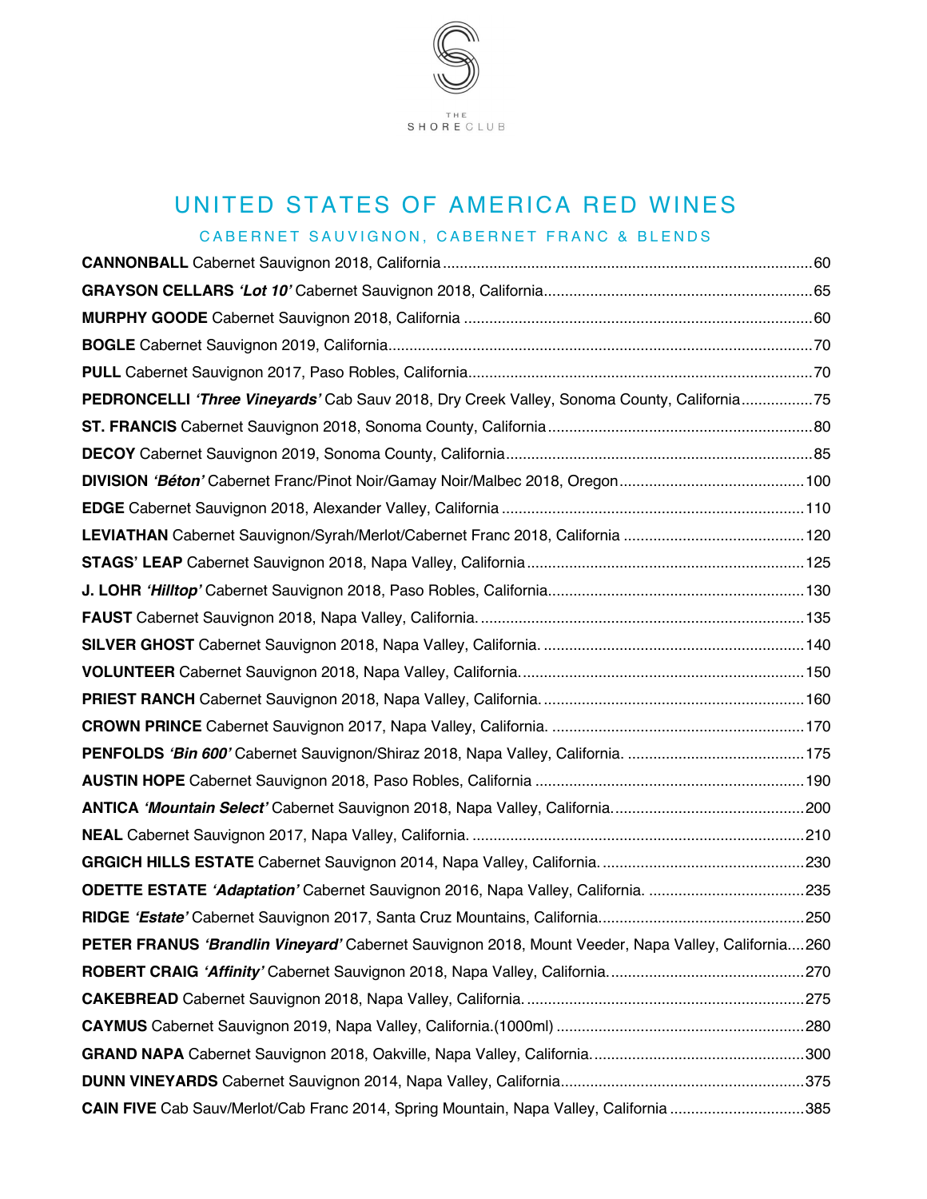THE SHORE CLUB

# UNITED STATES OF AMERICA RED WINES

## CABERNET SAUVIGNON, CABERNET FRANC & BLENDS

**CANNONBALL** Cabernet Sauvignon 2018, California ........................................ 60

**GRAYSON CELLARS** ***'Lot 10'*** Cabernet Sauvignon 2018, California ........................................ 65

**MURPHY GOODE** Cabernet Sauvignon 2018, California ........................................ 60

**BOGLE** Cabernet Sauvignon 2019, California ........................................ 70

**PULL** Cabernet Sauvignon 2017, Paso Robles, California ........................................ 70

**PEDRONCELLI** ***'Three Vineyards'*** Cab Sauv 2018, Dry Creek Valley, Sonoma County, California ........................................ 75

**ST. FRANCIS** Cabernet Sauvignon 2018, Sonoma County, California ........................................ 80

**DECOY** Cabernet Sauvignon 2019, Sonoma County, California ........................................ 85

**DIVISION** ***'Béton'*** Cabernet Franc/Pinot Noir/Gamay Noir/Malbec 2018, Oregon ........................................ 100

**EDGE** Cabernet Sauvignon 2018, Alexander Valley, California ........................................ 110

**LEVIATHAN** Cabernet Sauvignon/Syrah/Merlot/Cabernet Franc 2018, California ........................................ 120

**STAGS' LEAP** Cabernet Sauvignon 2018, Napa Valley, California ........................................ 125

**J. LOHR** ***'Hilltop'*** Cabernet Sauvignon 2018, Paso Robles, California ........................................ 130

**FAUST** Cabernet Sauvignon 2018, Napa Valley, California. ........................................ 135

**SILVER GHOST** Cabernet Sauvignon 2018, Napa Valley, California. ........................................ 140

**VOLUNTEER** Cabernet Sauvignon 2018, Napa Valley, California. ........................................ 150

**PRIEST RANCH** Cabernet Sauvignon 2018, Napa Valley, California. ........................................ 160

**CROWN PRINCE** Cabernet Sauvignon 2017, Napa Valley, California. ........................................ 170

**PENFOLDS** ***'Bin 600'*** Cabernet Sauvignon/Shiraz 2018, Napa Valley, California. ........................................ 175

**AUSTIN HOPE** Cabernet Sauvignon 2018, Paso Robles, California ........................................ 190

**ANTICA** ***'Mountain Select'*** Cabernet Sauvignon 2018, Napa Valley, California. ........................................ 200

**NEAL** Cabernet Sauvignon 2017, Napa Valley, California. ........................................ 210

**GRGICH HILLS ESTATE** Cabernet Sauvignon 2014, Napa Valley, California. ........................................ 230

**ODETTE ESTATE** ***'Adaptation'*** Cabernet Sauvignon 2016, Napa Valley, California. ........................................ 235

**RIDGE** ***'Estate'*** Cabernet Sauvignon 2017, Santa Cruz Mountains, California. ........................................ 250

**PETER FRANUS** ***'Brandlin Vineyard'*** Cabernet Sauvignon 2018, Mount Veeder, Napa Valley, California. ... 260

**ROBERT CRAIG** ***'Affinity'*** Cabernet Sauvignon 2018, Napa Valley, California. ........................................ 270

**CAKEBREAD** Cabernet Sauvignon 2018, Napa Valley, California. ........................................ 275

**CAYMUS** Cabernet Sauvignon 2019, Napa Valley, California.(1000ml) ........................................ 280

**GRAND NAPA** Cabernet Sauvignon 2018, Oakville, Napa Valley, California. ........................................ 300

**DUNN VINEYARDS** Cabernet Sauvignon 2014, Napa Valley, California. ........................................ 375

**CAIN FIVE** Cab Sauv/Merlot/Cab Franc 2014, Spring Mountain, Napa Valley, California ........................................ 385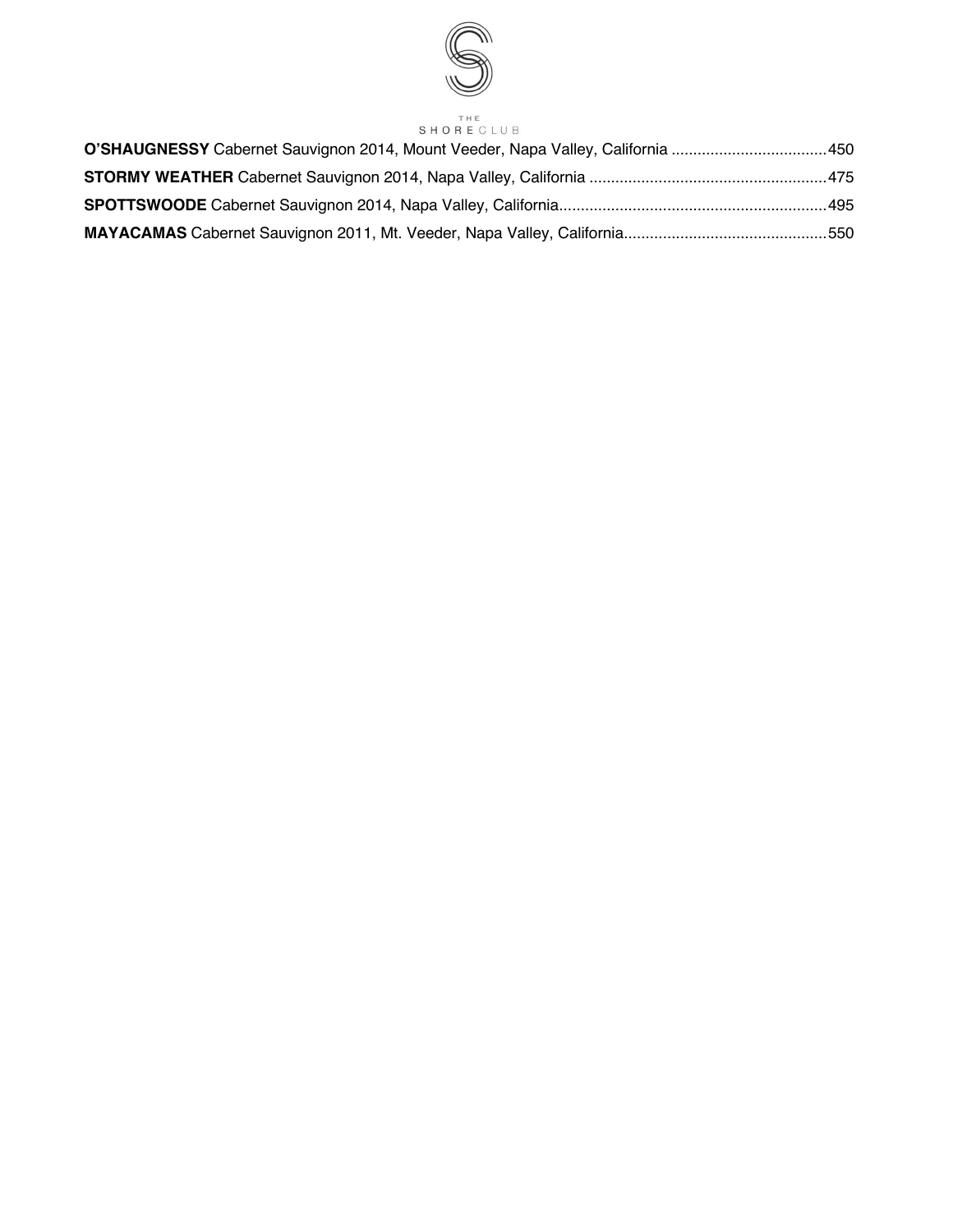**O'SHAUGNESSY** Cabernet Sauvignon 2014, Mount Veeder, Napa Valley, California ....................................450

**STORMY WEATHER** Cabernet Sauvignon 2014, Napa Valley, California .......................................................475

**SPOTTSWOODE** Cabernet Sauvignon 2014, Napa Valley, California..............................................................495

**MAYACAMAS** Cabernet Sauvignon 2011, Mt. Veeder, Napa Valley, California...............................................550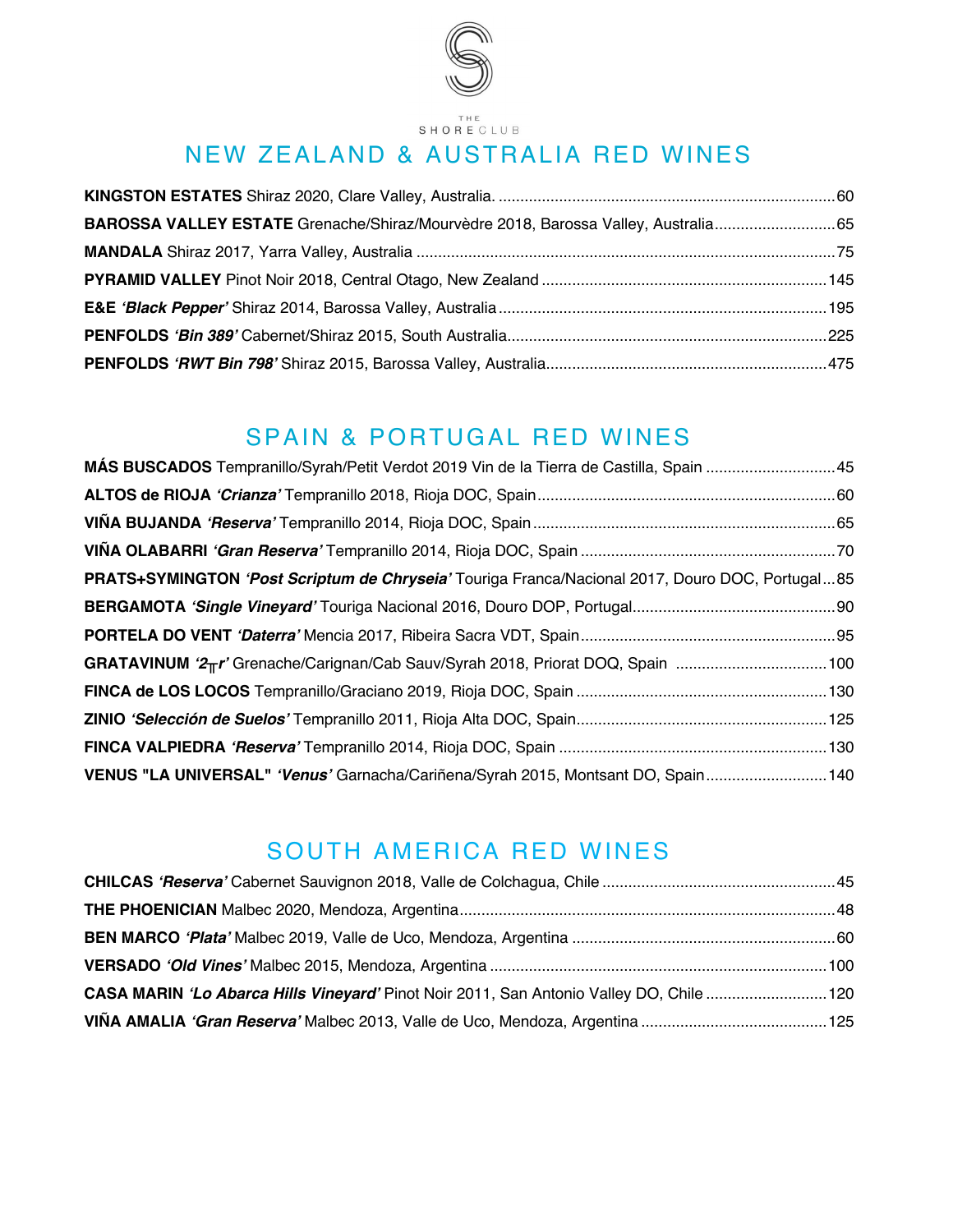THE SHORE CLUB

## NEW ZEALAND & AUSTRALIA RED WINES

**KINGSTON ESTATES** Shiraz 2020, Clare Valley, Australia. ....60

**BAROSSA VALLEY ESTATE** Grenache/Shiraz/Mourvèdre 2018, Barossa Valley, Australia....65

**MANDALA** Shiraz 2017, Yarra Valley, Australia ....75

**PYRAMID VALLEY** Pinot Noir 2018, Central Otago, New Zealand ....145

**E&E** ***'Black Pepper'*** Shiraz 2014, Barossa Valley, Australia....195

**PENFOLDS** ***'Bin 389'*** Cabernet/Shiraz 2015, South Australia....225

**PENFOLDS** ***'RWT Bin 798'*** Shiraz 2015, Barossa Valley, Australia....475

## SPAIN & PORTUGAL RED WINES

**MÁS BUSCADOS** Tempranillo/Syrah/Petit Verdot 2019 Vin de la Tierra de Castilla, Spain ....45

**ALTOS de RIOJA** ***'Crianza'*** Tempranillo 2018, Rioja DOC, Spain....60

**VIÑA BUJANDA** ***'Reserva'*** Tempranillo 2014, Rioja DOC, Spain....65

**VIÑA OLABARRI** ***'Gran Reserva'*** Tempranillo 2014, Rioja DOC, Spain ....70

**PRATS+SYMINGTON** ***'Post Scriptum de Chryseia'*** Touriga Franca/Nacional 2017, Douro DOC, Portugal....85

**BERGAMOTA** ***'Single Vineyard'*** Touriga Nacional 2016, Douro DOP, Portugal....90

**PORTELA DO VENT** ***'Daterra'*** Mencia 2017, Ribeira Sacra VDT, Spain....95

**GRATAVINUM** ***'2πr'*** Grenache/Carignan/Cab Sauv/Syrah 2018, Priorat DOQ, Spain ....100

**FINCA de LOS LOCOS** Tempranillo/Graciano 2019, Rioja DOC, Spain ....130

**ZINIO** ***'Selección de Suelos'*** Tempranillo 2011, Rioja Alta DOC, Spain....125

**FINCA VALPIEDRA** ***'Reserva'*** Tempranillo 2014, Rioja DOC, Spain ....130

**VENUS "LA UNIVERSAL"** ***'Venus'*** Garnacha/Cariñena/Syrah 2015, Montsant DO, Spain....140

## SOUTH AMERICA RED WINES

**CHILCAS** ***'Reserva'*** Cabernet Sauvignon 2018, Valle de Colchagua, Chile ....45

**THE PHOENICIAN** Malbec 2020, Mendoza, Argentina....48

**BEN MARCO** ***'Plata'*** Malbec 2019, Valle de Uco, Mendoza, Argentina ....60

**VERSADO** ***'Old Vines'*** Malbec 2015, Mendoza, Argentina ....100

**CASA MARIN** ***'Lo Abarca Hills Vineyard'*** Pinot Noir 2011, San Antonio Valley DO, Chile ....120

**VIÑA AMALIA** ***'Gran Reserva'*** Malbec 2013, Valle de Uco, Mendoza, Argentina ....125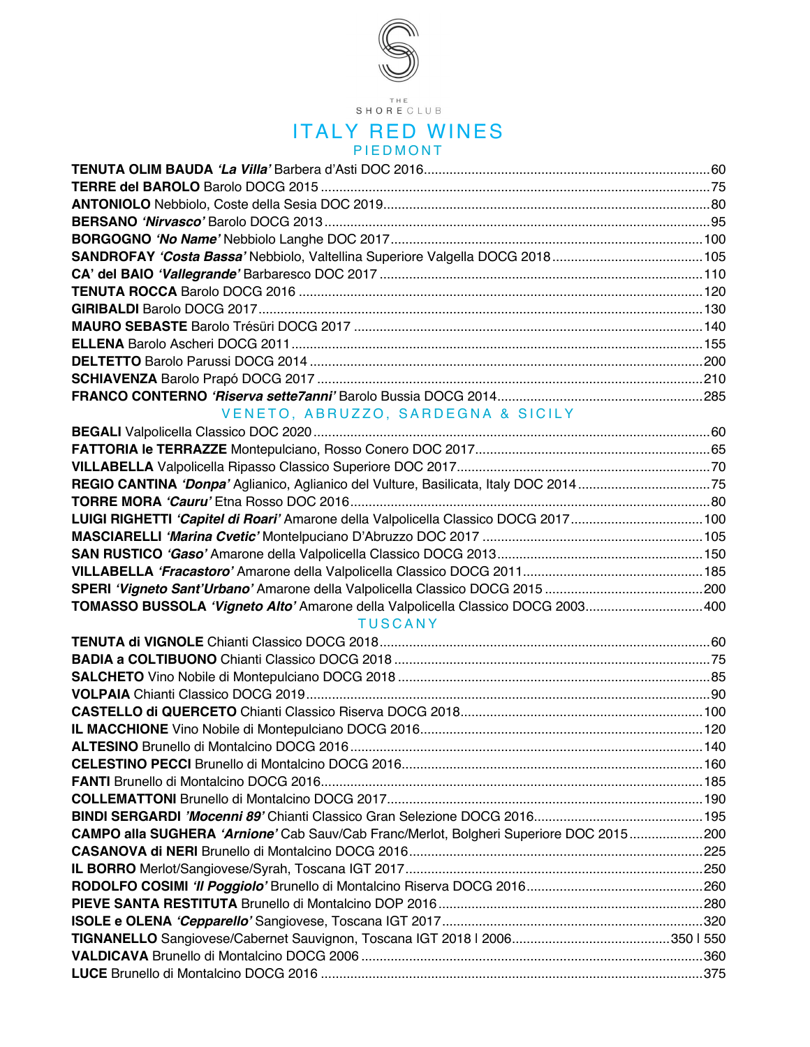THE SHORE CLUB

# ITALY RED WINES

## PIEDMONT

**TENUTA OLIM BAUDA** ***'La Villa'*** Barbera d'Asti DOC 2016.....60
**TERRE del BAROLO** Barolo DOCG 2015.....75
**ANTONIOLO** Nebbiolo, Coste della Sesia DOC 2019.....80
**BERSANO** ***'Nirvasco'*** Barolo DOCG 2013.....95
**BORGOGNO** ***'No Name'*** Nebbiolo Langhe DOC 2017.....100
**SANDROFAY** ***'Costa Bassa'*** Nebbiolo, Valtellina Superiore Valgella DOCG 2018.....105
**CA' del BAIO** ***'Vallegrande'*** Barbaresco DOC 2017.....110
**TENUTA ROCCA** Barolo DOCG 2016.....120
**GIRIBALDI** Barolo DOCG 2017.....130
**MAURO SEBASTE** Barolo Trésüri DOCG 2017.....140
**ELLENA** Barolo Ascheri DOCG 2011.....155
**DELTETTO** Barolo Parussi DOCG 2014.....200
**SCHIAVENZA** Barolo Prapó DOCG 2017.....210
**FRANCO CONTERNO** ***'Riserva sette7anni'*** Barolo Bussia DOCG 2014.....285

## VENETO, ABRUZZO, SARDEGNA & SICILY

**BEGALI** Valpolicella Classico DOC 2020.....60
**FATTORIA le TERRAZZE** Montepulciano, Rosso Conero DOC 2017.....65
**VILLABELLA** Valpolicella Ripasso Classico Superiore DOC 2017.....70
**REGIO CANTINA** ***'Donpa'*** Aglianico, Aglianico del Vulture, Basilicata, Italy DOC 2014.....75
**TORRE MORA** ***'Cauru'*** Etna Rosso DOC 2016.....80
**LUIGI RIGHETTI** ***'Capitel di Roari'*** Amarone della Valpolicella Classico DOCG 2017.....100
**MASCIARELLI** ***'Marina Cvetic'*** Montelpuciano D'Abruzzo DOC 2017.....105
**SAN RUSTICO** ***'Gaso'*** Amarone della Valpolicella Classico DOCG 2013.....150
**VILLABELLA** ***'Fracastoro'*** Amarone della Valpolicella Classico DOCG 2011.....185
**SPERI** ***'Vigneto Sant'Urbano'*** Amarone della Valpolicella Classico DOCG 2015.....200
**TOMASSO BUSSOLA** ***'Vigneto Alto'*** Amarone della Valpolicella Classico DOCG 2003.....400

## TUSCANY

**TENUTA di VIGNOLE** Chianti Classico DOCG 2018.....60
**BADIA a COLTIBUONO** Chianti Classico DOCG 2018.....75
**SALCHETO** Vino Nobile di Montepulciano DOCG 2018.....85
**VOLPAIA** Chianti Classico DOCG 2019.....90
**CASTELLO di QUERCETO** Chianti Classico Riserva DOCG 2018.....100
**IL MACCHIONE** Vino Nobile di Montepulciano DOCG 2016.....120
**ALTESINO** Brunello di Montalcino DOCG 2016.....140
**CELESTINO PECCI** Brunello di Montalcino DOCG 2016.....160
**FANTI** Brunello di Montalcino DOCG 2016.....185
**COLLEMATTONI** Brunello di Montalcino DOCG 2017.....190
**BINDI SERGARDI** ***'Mocenni 89'*** Chianti Classico Gran Selezione DOCG 2016.....195
**CAMPO alla SUGHERA** ***'Arnione'*** Cab Sauv/Cab Franc/Merlot, Bolgheri Superiore DOC 2015.....200
**CASANOVA di NERI** Brunello di Montalcino DOCG 2016.....225
**IL BORRO** Merlot/Sangiovese/Syrah, Toscana IGT 2017.....250
**RODOLFO COSIMI** ***'Il Poggiolo'*** Brunello di Montalcino Riserva DOCG 2016.....260
**PIEVE SANTA RESTITUTA** Brunello di Montalcino DOP 2016.....280
**ISOLE e OLENA** ***'Cepparello'*** Sangiovese, Toscana IGT 2017.....320
**TIGNANELLO** Sangiovese/Cabernet Sauvignon, Toscana IGT 2018 | 2006.....350 | 550
**VALDICAVA** Brunello di Montalcino DOCG 2006.....360
**LUCE** Brunello di Montalcino DOCG 2016.....375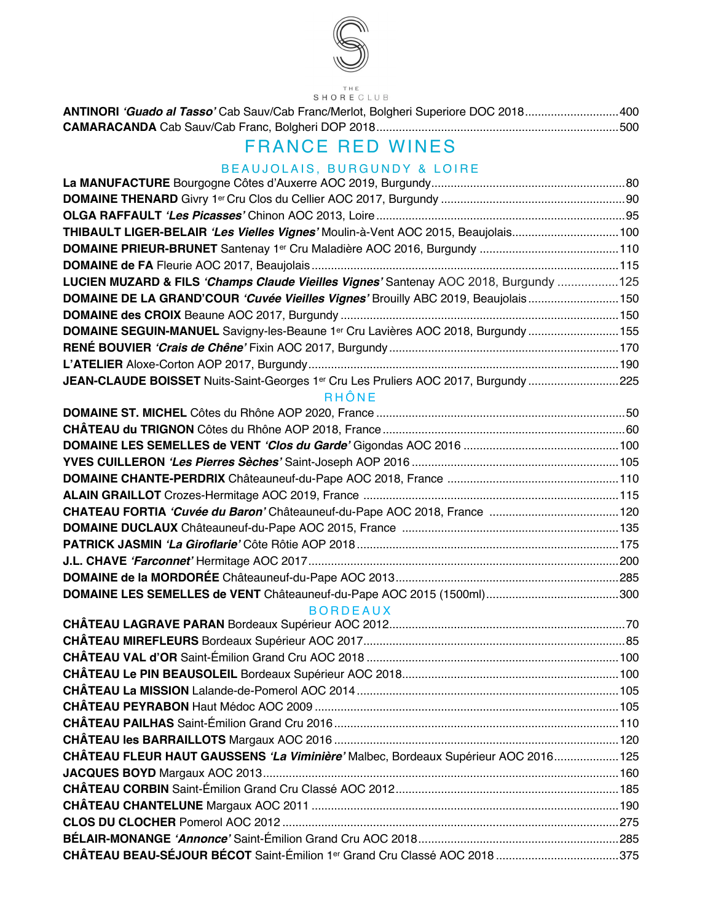**ANTINORI** ***'Guado al Tasso'*** Cab Sauv/Cab Franc/Merlot, Bolgheri Superiore DOC 2018 ..... 400

**CAMARACANDA** Cab Sauv/Cab Franc, Bolgheri DOP 2018 ..... 500

# FRANCE RED WINES

## BEAUJOLAIS, BURGUNDY & LOIRE

**La MANUFACTURE** Bourgogne Côtes d'Auxerre AOC 2019, Burgundy ..... 80

**DOMAINE THENARD** Givry 1er Cru Clos du Cellier AOC 2017, Burgundy ..... 90

**OLGA RAFFAULT** ***'Les Picasses'*** Chinon AOC 2013, Loire ..... 95

**THIBAULT LIGER-BELAIR** ***'Les Vielles Vignes'*** Moulin-à-Vent AOC 2015, Beaujolais ..... 100

**DOMAINE PRIEUR-BRUNET** Santenay 1er Cru Maladière AOC 2016, Burgundy ..... 110

**DOMAINE de FA** Fleurie AOC 2017, Beaujolais ..... 115

**LUCIEN MUZARD & FILS** ***'Champs Claude Vieilles Vignes'*** Santenay AOC 2018, Burgundy ..... 125

**DOMAINE DE LA GRAND'COUR** ***'Cuvée Vieilles Vignes'*** Brouilly ABC 2019, Beaujolais ..... 150

**DOMAINE des CROIX** Beaune AOC 2017, Burgundy ..... 150

**DOMAINE SEGUIN-MANUEL** Savigny-les-Beaune 1er Cru Lavières AOC 2018, Burgundy ..... 155

**RENÉ BOUVIER** ***'Crais de Chêne'*** Fixin AOC 2017, Burgundy ..... 170

**L'ATELIER** Aloxe-Corton AOP 2017, Burgundy ..... 190

**JEAN-CLAUDE BOISSET** Nuits-Saint-Georges 1er Cru Les Pruliers AOC 2017, Burgundy ..... 225

## RHÔNE

**DOMAINE ST. MICHEL** Côtes du Rhône AOP 2020, France ..... 50

**CHÂTEAU du TRIGNON** Côtes du Rhône AOP 2018, France ..... 60

**DOMAINE LES SEMELLES de VENT** ***'Clos du Garde'*** Gigondas AOC 2016 ..... 100

**YVES CUILLERON** ***'Les Pierres Sèches'*** Saint-Joseph AOP 2016 ..... 105

**DOMAINE CHANTE-PERDRIX** Châteauneuf-du-Pape AOC 2018, France ..... 110

**ALAIN GRAILLOT** Crozes-Hermitage AOC 2019, France ..... 115

**CHATEAU FORTIA** ***'Cuvée du Baron'*** Châteauneuf-du-Pape AOC 2018, France ..... 120

**DOMAINE DUCLAUX** Châteauneuf-du-Pape AOC 2015, France ..... 135

**PATRICK JASMIN** ***'La Giroflarie'*** Côte Rôtie AOP 2018 ..... 175

**J.L. CHAVE** ***'Farconnet'*** Hermitage AOC 2017 ..... 200

**DOMAINE de la MORDORÉE** Châteauneuf-du-Pape AOC 2013 ..... 285

**DOMAINE LES SEMELLES de VENT** Châteauneuf-du-Pape AOC 2015 (1500ml) ..... 300

## BORDEAUX

**CHÂTEAU LAGRAVE PARAN** Bordeaux Supérieur AOC 2012 ..... 70

**CHÂTEAU MIREFLEURS** Bordeaux Supérieur AOC 2017 ..... 85

**CHÂTEAU VAL d'OR** Saint-Émilion Grand Cru AOC 2018 ..... 100

**CHÂTEAU Le PIN BEAUSOLEIL** Bordeaux Supérieur AOC 2018 ..... 100

**CHÂTEAU La MISSION** Lalande-de-Pomerol AOC 2014 ..... 105

**CHÂTEAU PEYRABON** Haut Médoc AOC 2009 ..... 105

**CHÂTEAU PAILHAS** Saint-Émilion Grand Cru 2016 ..... 110

**CHÂTEAU les BARRAILLOTS** Margaux AOC 2016 ..... 120

**CHÂTEAU FLEUR HAUT GAUSSENS** ***'La Viminière'*** Malbec, Bordeaux Supérieur AOC 2016 ..... 125

**JACQUES BOYD** Margaux AOC 2013 ..... 160

**CHÂTEAU CORBIN** Saint-Émilion Grand Cru Classé AOC 2012 ..... 185

**CHÂTEAU CHANTELUNE** Margaux AOC 2011 ..... 190

**CLOS DU CLOCHER** Pomerol AOC 2012 ..... 275

**BÉLAIR-MONANGE** ***'Annonce'*** Saint-Émilion Grand Cru AOC 2018 ..... 285

**CHÂTEAU BEAU-SÉJOUR BÉCOT** Saint-Émilion 1er Grand Cru Classé AOC 2018 ..... 375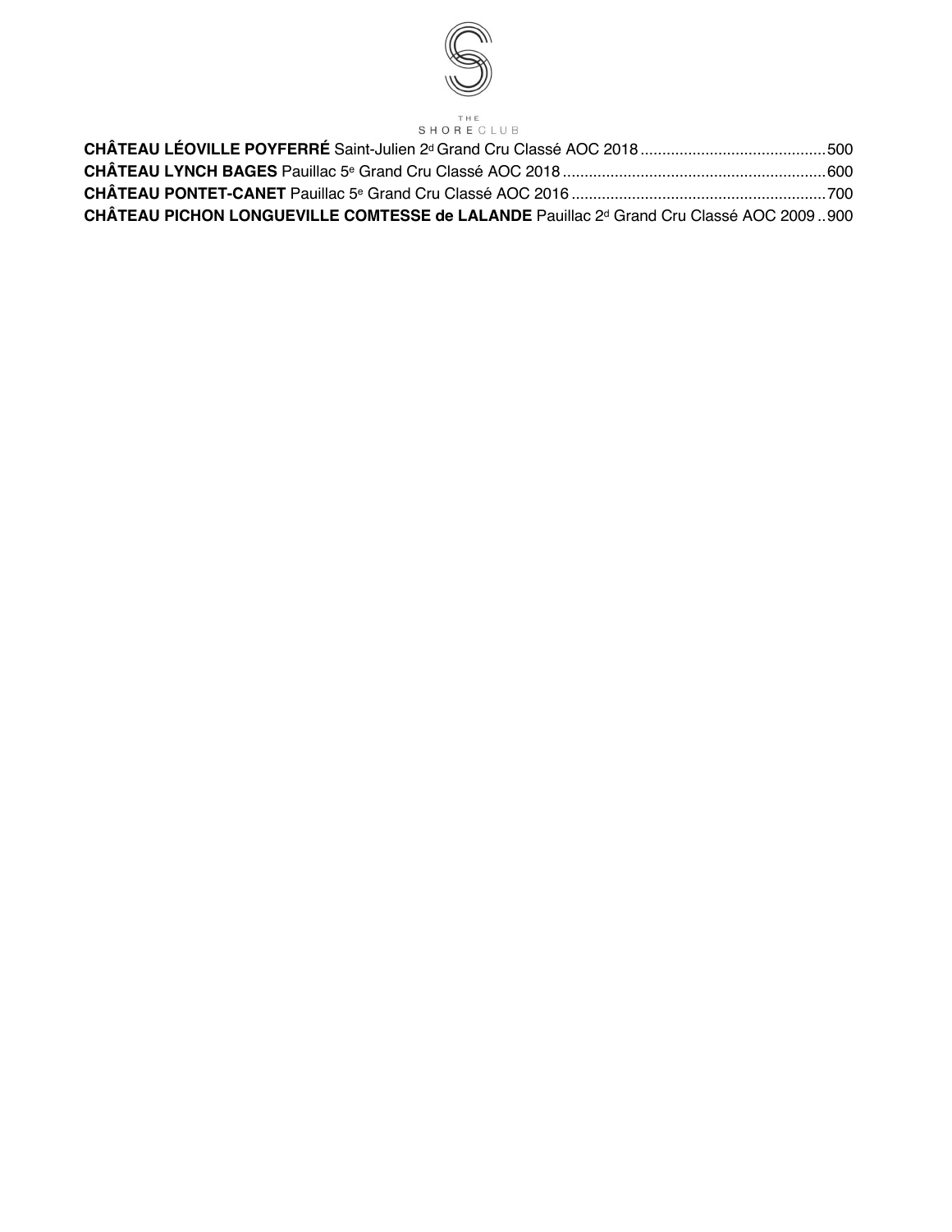**CHÂTEAU LÉOVILLE POYFERRÉ** Saint-Julien 2d Grand Cru Classé AOC 2018 ........................................... 500
**CHÂTEAU LYNCH BAGES** Pauillac 5e Grand Cru Classé AOC 2018 ............................................................ 600
**CHÂTEAU PONTET-CANET** Pauillac 5e Grand Cru Classé AOC 2016 .......................................................... 700
**CHÂTEAU PICHON LONGUEVILLE COMTESSE de LALANDE** Pauillac 2d Grand Cru Classé AOC 2009 .. 900